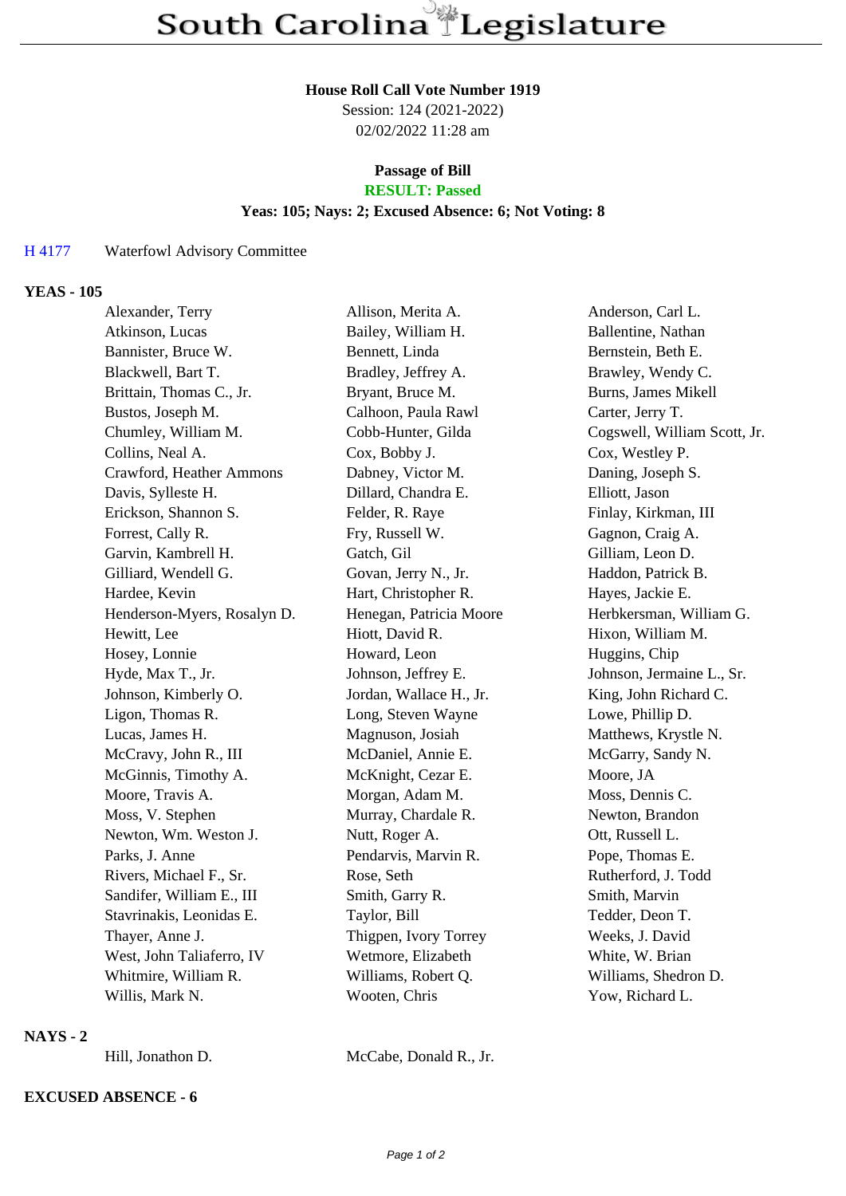# South Carolina Legislature

**House Roll Call Vote Number 1919**
Session: 124 (2021-2022)
02/02/2022 11:28 am

**Passage of Bill**
**RESULT: Passed**
**Yeas: 105; Nays: 2; Excused Absence: 6; Not Voting: 8**

H 4177 Waterfowl Advisory Committee

**YEAS - 105**

| | | |
|---|---|---|
| Alexander, Terry | Allison, Merita A. | Anderson, Carl L. |
| Atkinson, Lucas | Bailey, William H. | Ballentine, Nathan |
| Bannister, Bruce W. | Bennett, Linda | Bernstein, Beth E. |
| Blackwell, Bart T. | Bradley, Jeffrey A. | Brawley, Wendy C. |
| Brittain, Thomas C., Jr. | Bryant, Bruce M. | Burns, James Mikell |
| Bustos, Joseph M. | Calhoon, Paula Rawl | Carter, Jerry T. |
| Chumley, William M. | Cobb-Hunter, Gilda | Cogswell, William Scott, Jr. |
| Collins, Neal A. | Cox, Bobby J. | Cox, Westley P. |
| Crawford, Heather Ammons | Dabney, Victor M. | Daning, Joseph S. |
| Davis, Sylleste H. | Dillard, Chandra E. | Elliott, Jason |
| Erickson, Shannon S. | Felder, R. Raye | Finlay, Kirkman, III |
| Forrest, Cally R. | Fry, Russell W. | Gagnon, Craig A. |
| Garvin, Kambrell H. | Gatch, Gil | Gilliam, Leon D. |
| Gilliard, Wendell G. | Govan, Jerry N., Jr. | Haddon, Patrick B. |
| Hardee, Kevin | Hart, Christopher R. | Hayes, Jackie E. |
| Henderson-Myers, Rosalyn D. | Henegan, Patricia Moore | Herbkersman, William G. |
| Hewitt, Lee | Hiott, David R. | Hixon, William M. |
| Hosey, Lonnie | Howard, Leon | Huggins, Chip |
| Hyde, Max T., Jr. | Johnson, Jeffrey E. | Johnson, Jermaine L., Sr. |
| Johnson, Kimberly O. | Jordan, Wallace H., Jr. | King, John Richard C. |
| Ligon, Thomas R. | Long, Steven Wayne | Lowe, Phillip D. |
| Lucas, James H. | Magnuson, Josiah | Matthews, Krystle N. |
| McCravy, John R., III | McDaniel, Annie E. | McGarry, Sandy N. |
| McGinnis, Timothy A. | McKnight, Cezar E. | Moore, JA |
| Moore, Travis A. | Morgan, Adam M. | Moss, Dennis C. |
| Moss, V. Stephen | Murray, Chardale R. | Newton, Brandon |
| Newton, Wm. Weston J. | Nutt, Roger A. | Ott, Russell L. |
| Parks, J. Anne | Pendarvis, Marvin R. | Pope, Thomas E. |
| Rivers, Michael F., Sr. | Rose, Seth | Rutherford, J. Todd |
| Sandifer, William E., III | Smith, Garry R. | Smith, Marvin |
| Stavrinakis, Leonidas E. | Taylor, Bill | Tedder, Deon T. |
| Thayer, Anne J. | Thigpen, Ivory Torrey | Weeks, J. David |
| West, John Taliaferro, IV | Wetmore, Elizabeth | White, W. Brian |
| Whitmire, William R. | Williams, Robert Q. | Williams, Shedron D. |
| Willis, Mark N. | Wooten, Chris | Yow, Richard L. |

**NAYS - 2**

| | |
|---|---|
| Hill, Jonathon D. | McCabe, Donald R., Jr. |

**EXCUSED ABSENCE - 6**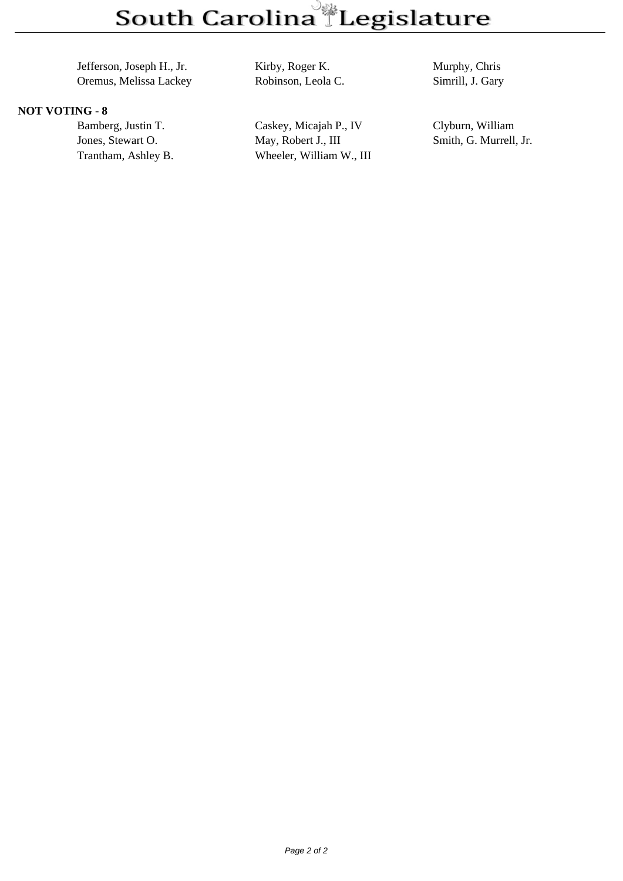| | | |
|---|---|---|
| Jefferson, Joseph H., Jr. | Kirby, Roger K. | Murphy, Chris |
| Oremus, Melissa Lackey | Robinson, Leola C. | Simrill, J. Gary |

**NOT VOTING - 8**

| | | |
|---|---|---|
| Bamberg, Justin T. | Caskey, Micajah P., IV | Clyburn, William |
| Jones, Stewart O. | May, Robert J., III | Smith, G. Murrell, Jr. |
| Trantham, Ashley B. | Wheeler, William W., III | |